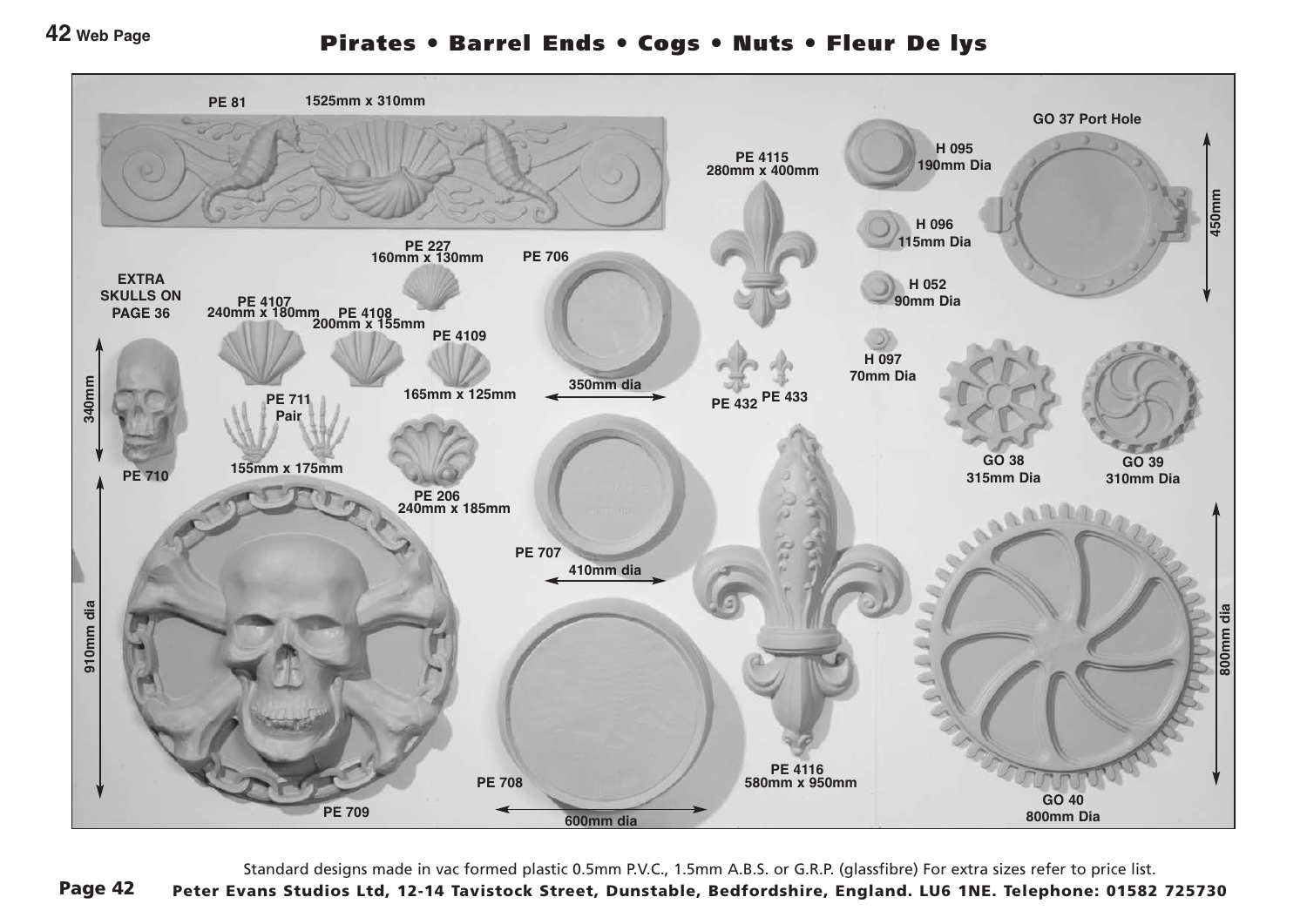# Pirates • Barrel Ends • Cogs • Nuts • Fleur De lys

PE 81 1525mm x 310mm

PE 4115 280mm x 400mm

H 095 190mm Dia

GO 37 Port Hole 450mm

PE 227 160mm x 130mm

PE 706

H 096 115mm Dia

EXTRA SKULLS ON PAGE 36

PE 4107 240mm x 180mm

PE 4108 200mm x 155mm

H 052 90mm Dia

PE 4109 165mm x 125mm

H 097 70mm Dia

PE 710 340mm

PE 711 Pair 155mm x 175mm

350mm dia

PE 432

PE 433

GO 38 315mm Dia

GO 39 310mm Dia

PE 206 240mm x 185mm

PE 707 410mm dia

PE 709 910mm dia

PE 708 600mm dia

PE 4116 580mm x 950mm

GO 40 800mm Dia

Standard designs made in vac formed plastic 0.5mm P.V.C., 1.5mm A.B.S. or G.R.P. (glassfibre) For extra sizes refer to price list.

**Peter Evans Studios Ltd, 12-14 Tavistock Street, Dunstable, Bedfordshire, England. LU6 1NE. Telephone: 01582 725730**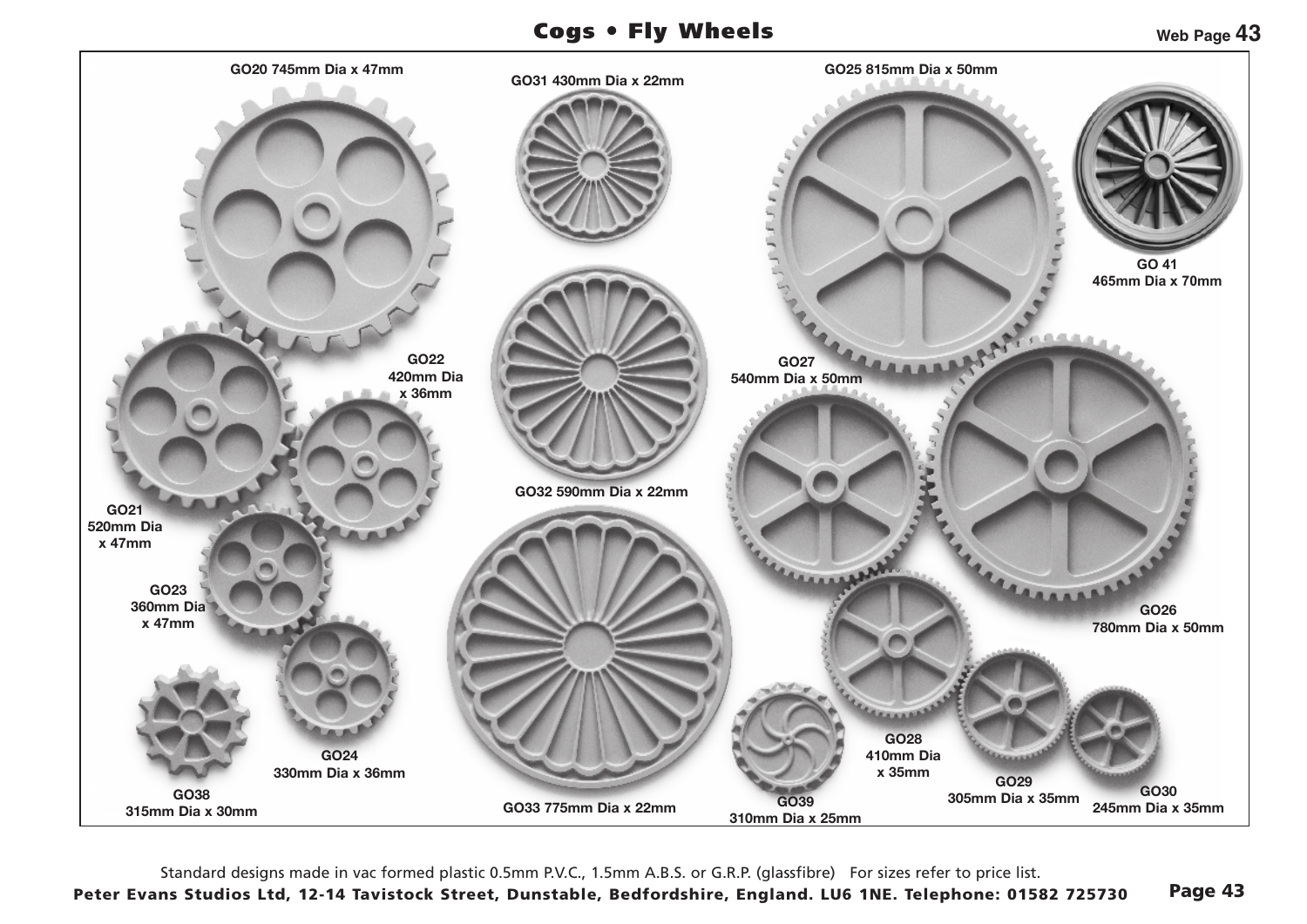# Cogs • Fly Wheels

GO20 745mm Dia x 47mm

GO31 430mm Dia x 22mm

GO25 815mm Dia x 50mm

GO 41
465mm Dia x 70mm

GO22
420mm Dia
x 36mm

GO27
540mm Dia x 50mm

GO21
520mm Dia
x 47mm

GO32 590mm Dia x 22mm

GO23
360mm Dia
x 47mm

GO26
780mm Dia x 50mm

GO24
330mm Dia x 36mm

GO38
315mm Dia x 30mm

GO33 775mm Dia x 22mm

GO39
310mm Dia x 25mm

GO28
410mm Dia
x 35mm

GO29
305mm Dia x 35mm

GO30
245mm Dia x 35mm

Standard designs made in vac formed plastic 0.5mm P.V.C., 1.5mm A.B.S. or G.R.P. (glassfibre)   For sizes refer to price list.

**Peter Evans Studios Ltd, 12-14 Tavistock Street, Dunstable, Bedfordshire, England. LU6 1NE. Telephone: 01582 725730**